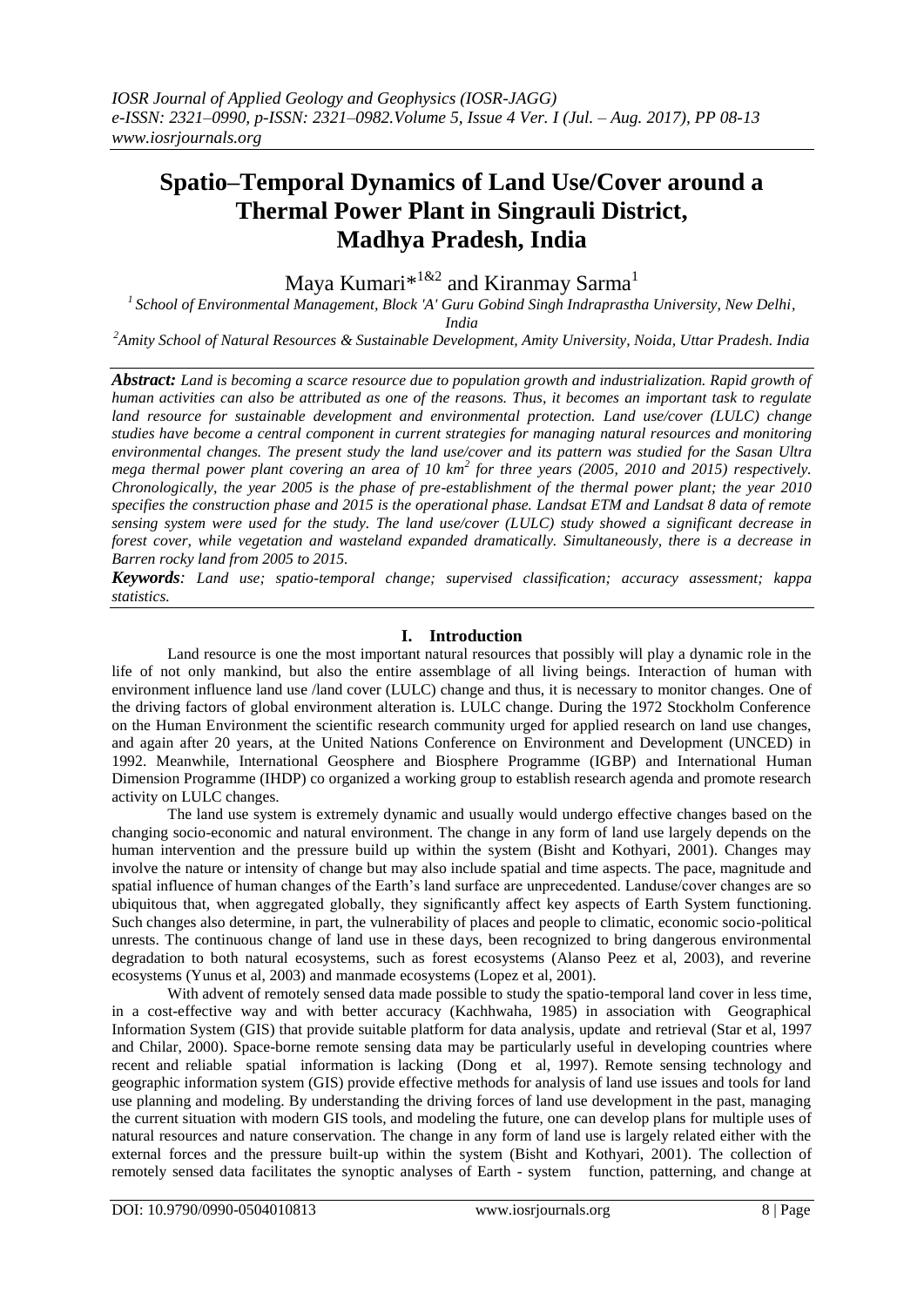# Spatio–Temporal Dynamics of Land Use/Cover around a Thermal Power Plant in Singrauli District, Madhya Pradesh, India

Maya Kumari*[1&2] and Kiranmay Sarma[1]

[1] School of Environmental Management, Block 'A' Guru Gobind Singh Indraprastha University, New Delhi, India

[2] Amity School of Natural Resources & Sustainable Development, Amity University, Noida, Uttar Pradesh. India

***Abstract:*** *Land is becoming a scarce resource due to population growth and industrialization. Rapid growth of human activities can also be attributed as one of the reasons. Thus, it becomes an important task to regulate land resource for sustainable development and environmental protection. Land use/cover (LULC) change studies have become a central component in current strategies for managing natural resources and monitoring environmental changes. The present study the land use/cover and its pattern was studied for the Sasan Ultra mega thermal power plant covering an area of 10 km² for three years (2005, 2010 and 2015) respectively. Chronologically, the year 2005 is the phase of pre-establishment of the thermal power plant; the year 2010 specifies the construction phase and 2015 is the operational phase. Landsat ETM and Landsat 8 data of remote sensing system were used for the study. The land use/cover (LULC) study showed a significant decrease in forest cover, while vegetation and wasteland expanded dramatically. Simultaneously, there is a decrease in Barren rocky land from 2005 to 2015.*

***Keywords****: Land use; spatio-temporal change; supervised classification; accuracy assessment; kappa statistics.*

## I. Introduction

Land resource is one the most important natural resources that possibly will play a dynamic role in the life of not only mankind, but also the entire assemblage of all living beings. Interaction of human with environment influence land use /land cover (LULC) change and thus, it is necessary to monitor changes. One of the driving factors of global environment alteration is. LULC change. During the 1972 Stockholm Conference on the Human Environment the scientific research community urged for applied research on land use changes, and again after 20 years, at the United Nations Conference on Environment and Development (UNCED) in 1992. Meanwhile, International Geosphere and Biosphere Programme (IGBP) and International Human Dimension Programme (IHDP) co organized a working group to establish research agenda and promote research activity on LULC changes.

The land use system is extremely dynamic and usually would undergo effective changes based on the changing socio-economic and natural environment. The change in any form of land use largely depends on the human intervention and the pressure build up within the system (Bisht and Kothyari, 2001). Changes may involve the nature or intensity of change but may also include spatial and time aspects. The pace, magnitude and spatial influence of human changes of the Earth's land surface are unprecedented. Landuse/cover changes are so ubiquitous that, when aggregated globally, they significantly affect key aspects of Earth System functioning. Such changes also determine, in part, the vulnerability of places and people to climatic, economic socio-political unrests. The continuous change of land use in these days, been recognized to bring dangerous environmental degradation to both natural ecosystems, such as forest ecosystems (Alanso Peez et al, 2003), and reverine ecosystems (Yunus et al, 2003) and manmade ecosystems (Lopez et al, 2001).

With advent of remotely sensed data made possible to study the spatio-temporal land cover in less time, in a cost-effective way and with better accuracy (Kachhwaha, 1985) in association with Geographical Information System (GIS) that provide suitable platform for data analysis, update and retrieval (Star et al, 1997 and Chilar, 2000). Space-borne remote sensing data may be particularly useful in developing countries where recent and reliable spatial information is lacking (Dong et al, 1997). Remote sensing technology and geographic information system (GIS) provide effective methods for analysis of land use issues and tools for land use planning and modeling. By understanding the driving forces of land use development in the past, managing the current situation with modern GIS tools, and modeling the future, one can develop plans for multiple uses of natural resources and nature conservation. The change in any form of land use is largely related either with the external forces and the pressure built-up within the system (Bisht and Kothyari, 2001). The collection of remotely sensed data facilitates the synoptic analyses of Earth - system function, patterning, and change at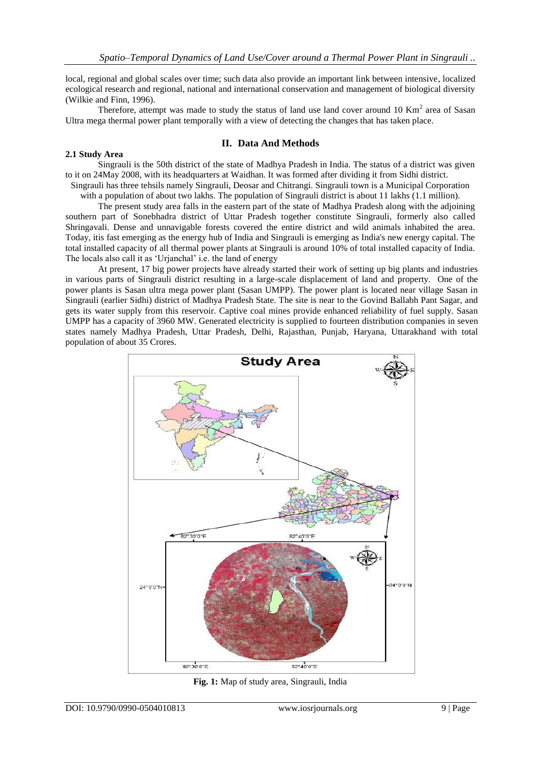local, regional and global scales over time; such data also provide an important link between intensive, localized ecological research and regional, national and international conservation and management of biological diversity (Wilkie and Finn, 1996).

Therefore, attempt was made to study the status of land use land cover around 10 $Km^2$ area of Sasan Ultra mega thermal power plant temporally with a view of detecting the changes that has taken place.

## II. Data And Methods

### 2.1 Study Area

Singrauli is the 50th district of the state of Madhya Pradesh in India. The status of a district was given to it on 24May 2008, with its headquarters at Waidhan. It was formed after dividing it from Sidhi district. Singrauli has three tehsils namely Singrauli, Deosar and Chitrangi. Singrauli town is a Municipal Corporation with a population of about two lakhs. The population of Singrauli district is about 11 lakhs (1.1 million).

The present study area falls in the eastern part of the state of Madhya Pradesh along with the adjoining southern part of Sonebhadra district of Uttar Pradesh together constitute Singrauli, formerly also called Shringavali. Dense and unnavigable forests covered the entire district and wild animals inhabited the area. Today, itis fast emerging as the energy hub of India and Singrauli is emerging as India's new energy capital. The total installed capacity of all thermal power plants at Singrauli is around 10% of total installed capacity of India. The locals also call it as 'Urjanchal' i.e. the land of energy

At present, 17 big power projects have already started their work of setting up big plants and industries in various parts of Singrauli district resulting in a large-scale displacement of land and property. One of the power plants is Sasan ultra mega power plant (Sasan UMPP). The power plant is located near village Sasan in Singrauli (earlier Sidhi) district of Madhya Pradesh State. The site is near to the Govind Ballabh Pant Sagar, and gets its water supply from this reservoir. Captive coal mines provide enhanced reliability of fuel supply. Sasan UMPP has a capacity of 3960 MW. Generated electricity is supplied to fourteen distribution companies in seven states namely Madhya Pradesh, Uttar Pradesh, Delhi, Rajasthan, Punjab, Haryana, Uttarakhand with total population of about 35 Crores.

**Fig. 1:** Map of study area, Singrauli, India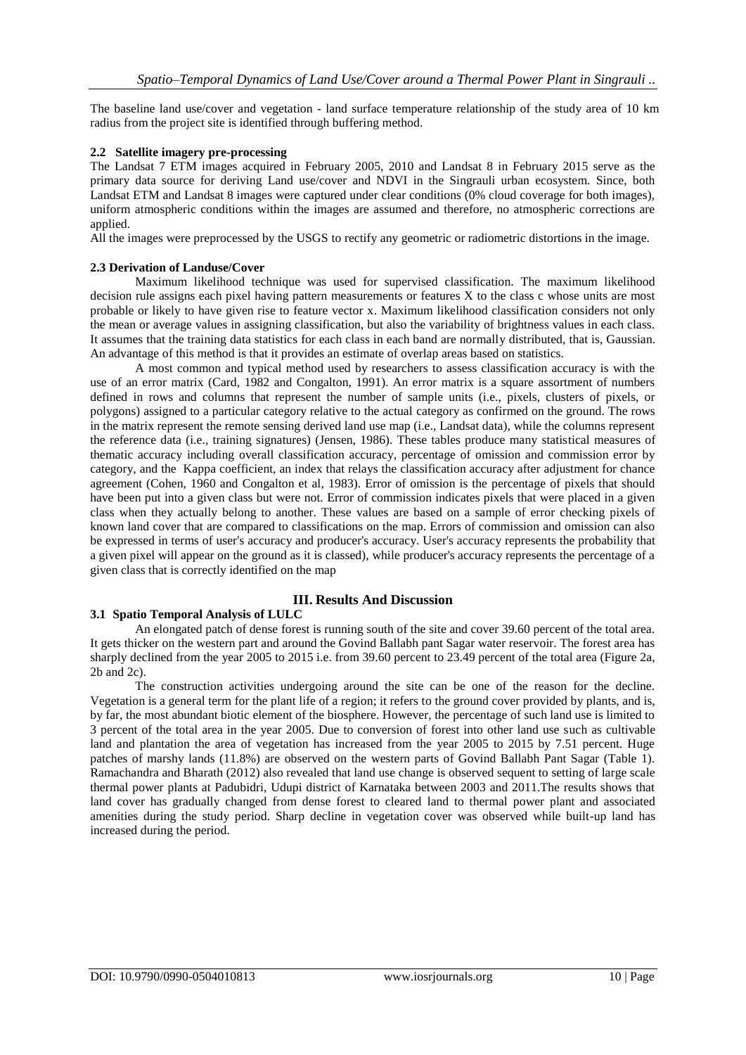The baseline land use/cover and vegetation - land surface temperature relationship of the study area of 10 km radius from the project site is identified through buffering method.

### 2.2 Satellite imagery pre-processing

The Landsat 7 ETM images acquired in February 2005, 2010 and Landsat 8 in February 2015 serve as the primary data source for deriving Land use/cover and NDVI in the Singrauli urban ecosystem. Since, both Landsat ETM and Landsat 8 images were captured under clear conditions (0% cloud coverage for both images), uniform atmospheric conditions within the images are assumed and therefore, no atmospheric corrections are applied.

All the images were preprocessed by the USGS to rectify any geometric or radiometric distortions in the image.

### 2.3 Derivation of Landuse/Cover

Maximum likelihood technique was used for supervised classification. The maximum likelihood decision rule assigns each pixel having pattern measurements or features X to the class c whose units are most probable or likely to have given rise to feature vector x. Maximum likelihood classification considers not only the mean or average values in assigning classification, but also the variability of brightness values in each class. It assumes that the training data statistics for each class in each band are normally distributed, that is, Gaussian. An advantage of this method is that it provides an estimate of overlap areas based on statistics.

A most common and typical method used by researchers to assess classification accuracy is with the use of an error matrix (Card, 1982 and Congalton, 1991). An error matrix is a square assortment of numbers defined in rows and columns that represent the number of sample units (i.e., pixels, clusters of pixels, or polygons) assigned to a particular category relative to the actual category as confirmed on the ground. The rows in the matrix represent the remote sensing derived land use map (i.e., Landsat data), while the columns represent the reference data (i.e., training signatures) (Jensen, 1986). These tables produce many statistical measures of thematic accuracy including overall classification accuracy, percentage of omission and commission error by category, and the Kappa coefficient, an index that relays the classification accuracy after adjustment for chance agreement (Cohen, 1960 and Congalton et al, 1983). Error of omission is the percentage of pixels that should have been put into a given class but were not. Error of commission indicates pixels that were placed in a given class when they actually belong to another. These values are based on a sample of error checking pixels of known land cover that are compared to classifications on the map. Errors of commission and omission can also be expressed in terms of user's accuracy and producer's accuracy. User's accuracy represents the probability that a given pixel will appear on the ground as it is classed), while producer's accuracy represents the percentage of a given class that is correctly identified on the map

## III. Results And Discussion

### 3.1 Spatio Temporal Analysis of LULC

An elongated patch of dense forest is running south of the site and cover 39.60 percent of the total area. It gets thicker on the western part and around the Govind Ballabh pant Sagar water reservoir. The forest area has sharply declined from the year 2005 to 2015 i.e. from 39.60 percent to 23.49 percent of the total area (Figure 2a, 2b and 2c).

The construction activities undergoing around the site can be one of the reason for the decline. Vegetation is a general term for the plant life of a region; it refers to the ground cover provided by plants, and is, by far, the most abundant biotic element of the biosphere. However, the percentage of such land use is limited to 3 percent of the total area in the year 2005. Due to conversion of forest into other land use such as cultivable land and plantation the area of vegetation has increased from the year 2005 to 2015 by 7.51 percent. Huge patches of marshy lands (11.8%) are observed on the western parts of Govind Ballabh Pant Sagar (Table 1). Ramachandra and Bharath (2012) also revealed that land use change is observed sequent to setting of large scale thermal power plants at Padubidri, Udupi district of Karnataka between 2003 and 2011.The results shows that land cover has gradually changed from dense forest to cleared land to thermal power plant and associated amenities during the study period. Sharp decline in vegetation cover was observed while built-up land has increased during the period.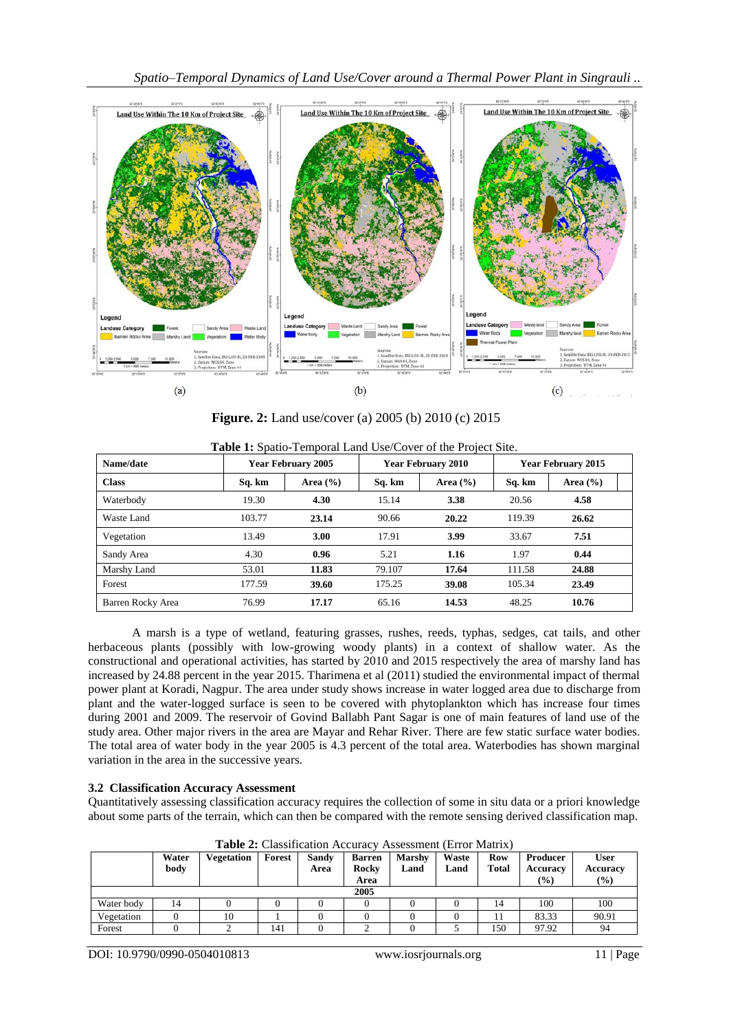**Figure. 2:** Land use/cover (a) 2005 (b) 2010 (c) 2015

**Table 1:** Spatio-Temporal Land Use/Cover of the Project Site.

| Name/date | Year February 2005 | | Year February 2010 | | Year February 2015 | |
|---|---|---|---|---|---|---|
| **Class** | **Sq. km** | **Area (%)** | **Sq. km** | **Area (%)** | **Sq. km** | **Area (%)** |
| Waterbody | 19.30 | **4.30** | 15.14 | **3.38** | 20.56 | **4.58** |
| Waste Land | 103.77 | **23.14** | 90.66 | **20.22** | 119.39 | **26.62** |
| Vegetation | 13.49 | **3.00** | 17.91 | **3.99** | 33.67 | **7.51** |
| Sandy Area | 4.30 | **0.96** | 5.21 | **1.16** | 1.97 | **0.44** |
| Marshy Land | 53.01 | **11.83** | 79.107 | **17.64** | 111.58 | **24.88** |
| Forest | 177.59 | **39.60** | 175.25 | **39.08** | 105.34 | **23.49** |
| Barren Rocky Area | 76.99 | **17.17** | 65.16 | **14.53** | 48.25 | **10.76** |

A marsh is a type of wetland, featuring grasses, rushes, reeds, typhas, sedges, cat tails, and other herbaceous plants (possibly with low-growing woody plants) in a context of shallow water. As the constructional and operational activities, has started by 2010 and 2015 respectively the area of marshy land has increased by 24.88 percent in the year 2015. Tharimena et al (2011) studied the environmental impact of thermal power plant at Koradi, Nagpur. The area under study shows increase in water logged area due to discharge from plant and the water-logged surface is seen to be covered with phytoplankton which has increase four times during 2001 and 2009. The reservoir of Govind Ballabh Pant Sagar is one of main features of land use of the study area. Other major rivers in the area are Mayar and Rehar River. There are few static surface water bodies. The total area of water body in the year 2005 is 4.3 percent of the total area. Waterbodies has shown marginal variation in the area in the successive years.

### 3.2 Classification Accuracy Assessment

Quantitatively assessing classification accuracy requires the collection of some in situ data or a priori knowledge about some parts of the terrain, which can then be compared with the remote sensing derived classification map.

**Table 2:** Classification Accuracy Assessment (Error Matrix)

| | Water body | Vegetation | Forest | Sandy Area | Barren Rocky Area | Marshy Land | Waste Land | Row Total | Producer Accuracy (%) | User Accuracy (%) |
|---|---|---|---|---|---|---|---|---|---|---|
| | | | | | 2005 | | | | | |
| Water body | 14 | 0 | 0 | 0 | 0 | 0 | 0 | 14 | 100 | 100 |
| Vegetation | 0 | 10 | 1 | 0 | 0 | 0 | 0 | 11 | 83.33 | 90.91 |
| Forest | 0 | 2 | 141 | 0 | 2 | 0 | 5 | 150 | 97.92 | 94 |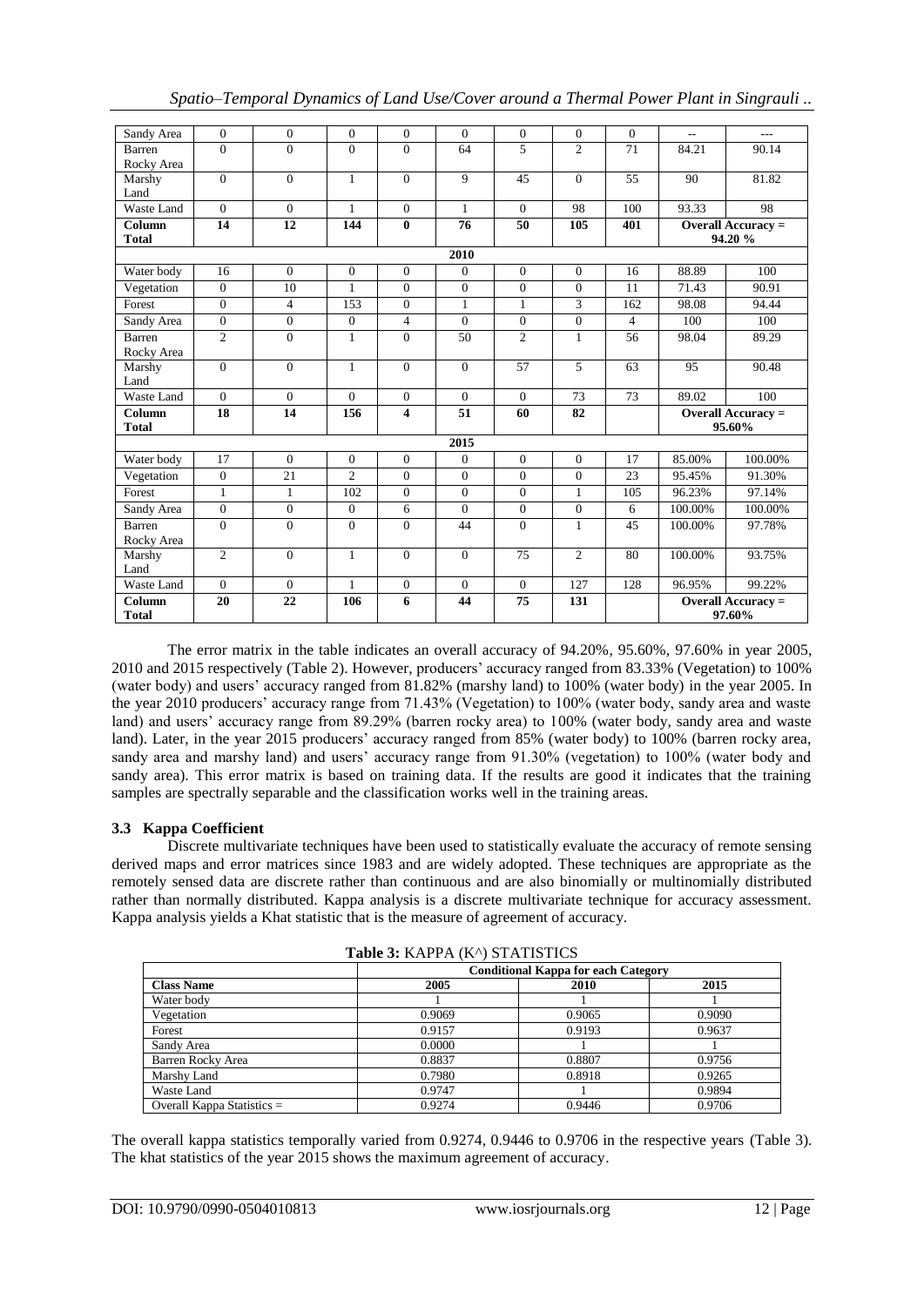| Sandy Area | 0 | 0 | 0 | 0 | 0 | 0 | 0 | 0 | -- | --- |
|---|---|---|---|---|---|---|---|---|---|---|
| Barren Rocky Area | 0 | 0 | 0 | 0 | 64 | 5 | 2 | 71 | 84.21 | 90.14 |
| Marshy Land | 0 | 0 | 1 | 0 | 9 | 45 | 0 | 55 | 90 | 81.82 |
| Waste Land | 0 | 0 | 1 | 0 | 1 | 0 | 98 | 100 | 93.33 | 98 |
| **Column Total** | **14** | **12** | **144** | **0** | **76** | **50** | **105** | **401** | **Overall Accuracy = 94.20 %** | |
| | | | | | **2010** | | | | | |
| Water body | 16 | 0 | 0 | 0 | 0 | 0 | 0 | 16 | 88.89 | 100 |
| Vegetation | 0 | 10 | 1 | 0 | 0 | 0 | 0 | 11 | 71.43 | 90.91 |
| Forest | 0 | 4 | 153 | 0 | 1 | 1 | 3 | 162 | 98.08 | 94.44 |
| Sandy Area | 0 | 0 | 0 | 4 | 0 | 0 | 0 | 4 | 100 | 100 |
| Barren Rocky Area | 2 | 0 | 1 | 0 | 50 | 2 | 1 | 56 | 98.04 | 89.29 |
| Marshy Land | 0 | 0 | 1 | 0 | 0 | 57 | 5 | 63 | 95 | 90.48 |
| Waste Land | 0 | 0 | 0 | 0 | 0 | 0 | 73 | 73 | 89.02 | 100 |
| **Column Total** | **18** | **14** | **156** | **4** | **51** | **60** | **82** | | **Overall Accuracy = 95.60%** | |
| | | | | | **2015** | | | | | |
| Water body | 17 | 0 | 0 | 0 | 0 | 0 | 0 | 17 | 85.00% | 100.00% |
| Vegetation | 0 | 21 | 2 | 0 | 0 | 0 | 0 | 23 | 95.45% | 91.30% |
| Forest | 1 | 1 | 102 | 0 | 0 | 0 | 1 | 105 | 96.23% | 97.14% |
| Sandy Area | 0 | 0 | 0 | 6 | 0 | 0 | 0 | 6 | 100.00% | 100.00% |
| Barren Rocky Area | 0 | 0 | 0 | 0 | 44 | 0 | 1 | 45 | 100.00% | 97.78% |
| Marshy Land | 2 | 0 | 1 | 0 | 0 | 75 | 2 | 80 | 100.00% | 93.75% |
| Waste Land | 0 | 0 | 1 | 0 | 0 | 0 | 127 | 128 | 96.95% | 99.22% |
| **Column Total** | **20** | **22** | **106** | **6** | **44** | **75** | **131** | | **Overall Accuracy = 97.60%** | |

The error matrix in the table indicates an overall accuracy of 94.20%, 95.60%, 97.60% in year 2005, 2010 and 2015 respectively (Table 2). However, producers' accuracy ranged from 83.33% (Vegetation) to 100% (water body) and users' accuracy ranged from 81.82% (marshy land) to 100% (water body) in the year 2005. In the year 2010 producers' accuracy range from 71.43% (Vegetation) to 100% (water body, sandy area and waste land) and users' accuracy range from 89.29% (barren rocky area) to 100% (water body, sandy area and waste land). Later, in the year 2015 producers' accuracy ranged from 85% (water body) to 100% (barren rocky area, sandy area and marshy land) and users' accuracy range from 91.30% (vegetation) to 100% (water body and sandy area). This error matrix is based on training data. If the results are good it indicates that the training samples are spectrally separable and the classification works well in the training areas.

### 3.3 Kappa Coefficient

Discrete multivariate techniques have been used to statistically evaluate the accuracy of remote sensing derived maps and error matrices since 1983 and are widely adopted. These techniques are appropriate as the remotely sensed data are discrete rather than continuous and are also binomially or multinomially distributed rather than normally distributed. Kappa analysis is a discrete multivariate technique for accuracy assessment. Kappa analysis yields a Khat statistic that is the measure of agreement of accuracy.

**Table 3:** KAPPA (K^) STATISTICS

| | Conditional Kappa for each Category | | |
|---|---|---|---|
| **Class Name** | **2005** | **2010** | **2015** |
| Water body | 1 | 1 | 1 |
| Vegetation | 0.9069 | 0.9065 | 0.9090 |
| Forest | 0.9157 | 0.9193 | 0.9637 |
| Sandy Area | 0.0000 | 1 | 1 |
| Barren Rocky Area | 0.8837 | 0.8807 | 0.9756 |
| Marshy Land | 0.7980 | 0.8918 | 0.9265 |
| Waste Land | 0.9747 | 1 | 0.9894 |
| Overall Kappa Statistics = | 0.9274 | 0.9446 | 0.9706 |

The overall kappa statistics temporally varied from 0.9274, 0.9446 to 0.9706 in the respective years (Table 3). The khat statistics of the year 2015 shows the maximum agreement of accuracy.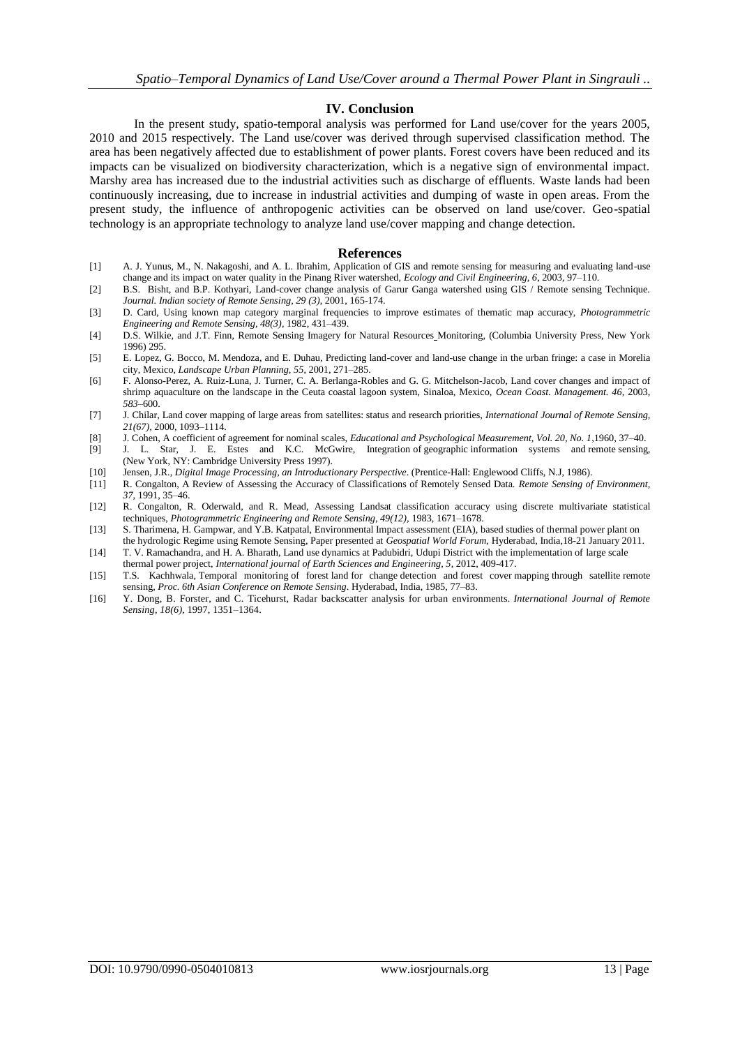## IV. Conclusion

In the present study, spatio-temporal analysis was performed for Land use/cover for the years 2005, 2010 and 2015 respectively. The Land use/cover was derived through supervised classification method. The area has been negatively affected due to establishment of power plants. Forest covers have been reduced and its impacts can be visualized on biodiversity characterization, which is a negative sign of environmental impact. Marshy area has increased due to the industrial activities such as discharge of effluents. Waste lands had been continuously increasing, due to increase in industrial activities and dumping of waste in open areas. From the present study, the influence of anthropogenic activities can be observed on land use/cover. Geo-spatial technology is an appropriate technology to analyze land use/cover mapping and change detection.

## References

[1] A. J. Yunus, M., N. Nakagoshi, and A. L. Ibrahim, Application of GIS and remote sensing for measuring and evaluating land-use change and its impact on water quality in the Pinang River watershed, *Ecology and Civil Engineering, 6*, 2003, 97–110.

[2] B.S. Bisht, and B.P. Kothyari, Land-cover change analysis of Garur Ganga watershed using GIS / Remote sensing Technique. *Journal. Indian society of Remote Sensing, 29 (3)*, 2001, 165-174.

[3] D. Card, Using known map category marginal frequencies to improve estimates of thematic map accuracy, *Photogrammetric Engineering and Remote Sensing, 48(3)*, 1982, 431–439.

[4] D.S. Wilkie, and J.T. Finn, Remote Sensing Imagery for Natural Resources Monitoring, (Columbia University Press, New York 1996) 295.

[5] E. Lopez, G. Bocco, M. Mendoza, and E. Duhau, Predicting land-cover and land-use change in the urban fringe: a case in Morelia city, Mexico, *Landscape Urban Planning, 55*, 2001, 271–285.

[6] F. Alonso-Perez, A. Ruiz-Luna, J. Turner, C. A. Berlanga-Robles and G. G. Mitchelson-Jacob, Land cover changes and impact of shrimp aquaculture on the landscape in the Ceuta coastal lagoon system, Sinaloa, Mexico, *Ocean Coast. Management. 46*, 2003, *583*–600.

[7] J. Chilar, Land cover mapping of large areas from satellites: status and research priorities, *International Journal of Remote Sensing, 21(67)*, 2000, 1093–1114.

[8] J. Cohen, A coefficient of agreement for nominal scales, *Educational and Psychological Measurement, Vol. 20, No. 1*,1960, 37–40.

[9] J. L. Star, J. E. Estes and K.C. McGwire, Integration of geographic information systems and remote sensing, (New York, NY: Cambridge University Press 1997).

[10] Jensen, J.R., *Digital Image Processing, an Introductionary Perspective*. (Prentice-Hall: Englewood Cliffs, N.J, 1986).

[11] R. Congalton, A Review of Assessing the Accuracy of Classifications of Remotely Sensed Data. *Remote Sensing of Environment, 37*, 1991, 35–46.

[12] R. Congalton, R. Oderwald, and R. Mead, Assessing Landsat classification accuracy using discrete multivariate statistical techniques, *Photogrammetric Engineering and Remote Sensing, 49(12)*, 1983, 1671–1678.

[13] S. Tharimena, H. Gampwar, and Y.B. Katpatal, Environmental Impact assessment (EIA), based studies of thermal power plant on the hydrologic Regime using Remote Sensing, Paper presented at *Geospatial World Forum*, Hyderabad, India,18-21 January 2011.

[14] T. V. Ramachandra, and H. A. Bharath, Land use dynamics at Padubidri, Udupi District with the implementation of large scale thermal power project, *International journal of Earth Sciences and Engineering, 5*, 2012, 409-417.

[15] T.S. Kachhwala, Temporal monitoring of forest land for change detection and forest cover mapping through satellite remote sensing, *Proc. 6th Asian Conference on Remote Sensing*. Hyderabad, India, 1985, 77–83.

[16] Y. Dong, B. Forster, and C. Ticehurst, Radar backscatter analysis for urban environments. *International Journal of Remote Sensing, 18(6)*, 1997, 1351–1364.